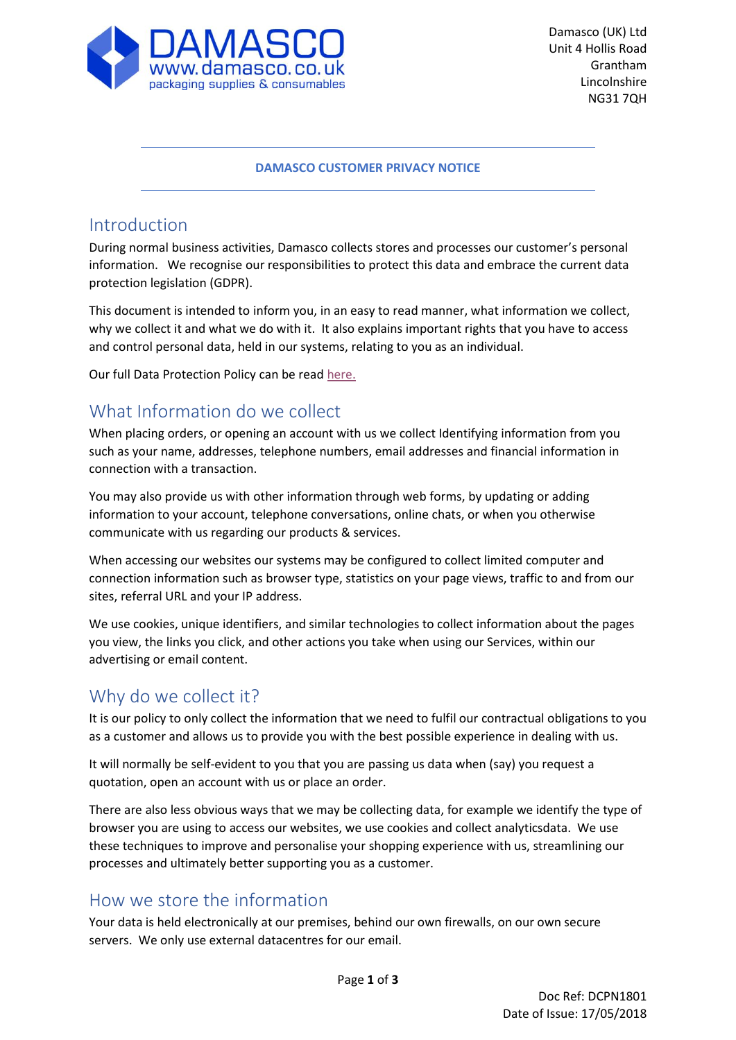Damasco (UK) Ltd
Unit 4 Hollis Road
Grantham
Lincolnshire
NG31 7QH

**DAMASCO CUSTOMER PRIVACY NOTICE**

## Introduction

During normal business activities, Damasco collects stores and processes our customer's personal information. We recognise our responsibilities to protect this data and embrace the current data protection legislation (GDPR).

This document is intended to inform you, in an easy to read manner, what information we collect, why we collect it and what we do with it. It also explains important rights that you have to access and control personal data, held in our systems, relating to you as an individual.

Our full Data Protection Policy can be read here.

## What Information do we collect

When placing orders, or opening an account with us we collect Identifying information from you such as your name, addresses, telephone numbers, email addresses and financial information in connection with a transaction.

You may also provide us with other information through web forms, by updating or adding information to your account, telephone conversations, online chats, or when you otherwise communicate with us regarding our products & services.

When accessing our websites our systems may be configured to collect limited computer and connection information such as browser type, statistics on your page views, traffic to and from our sites, referral URL and your IP address.

We use cookies, unique identifiers, and similar technologies to collect information about the pages you view, the links you click, and other actions you take when using our Services, within our advertising or email content.

## Why do we collect it?

It is our policy to only collect the information that we need to fulfil our contractual obligations to you as a customer and allows us to provide you with the best possible experience in dealing with us.

It will normally be self-evident to you that you are passing us data when (say) you request a quotation, open an account with us or place an order.

There are also less obvious ways that we may be collecting data, for example we identify the type of browser you are using to access our websites, we use cookies and collect analyticsdata. We use these techniques to improve and personalise your shopping experience with us, streamlining our processes and ultimately better supporting you as a customer.

## How we store the information

Your data is held electronically at our premises, behind our own firewalls, on our own secure servers. We only use external datacentres for our email.

Doc Ref: DCPN1801
Date of Issue: 17/05/2018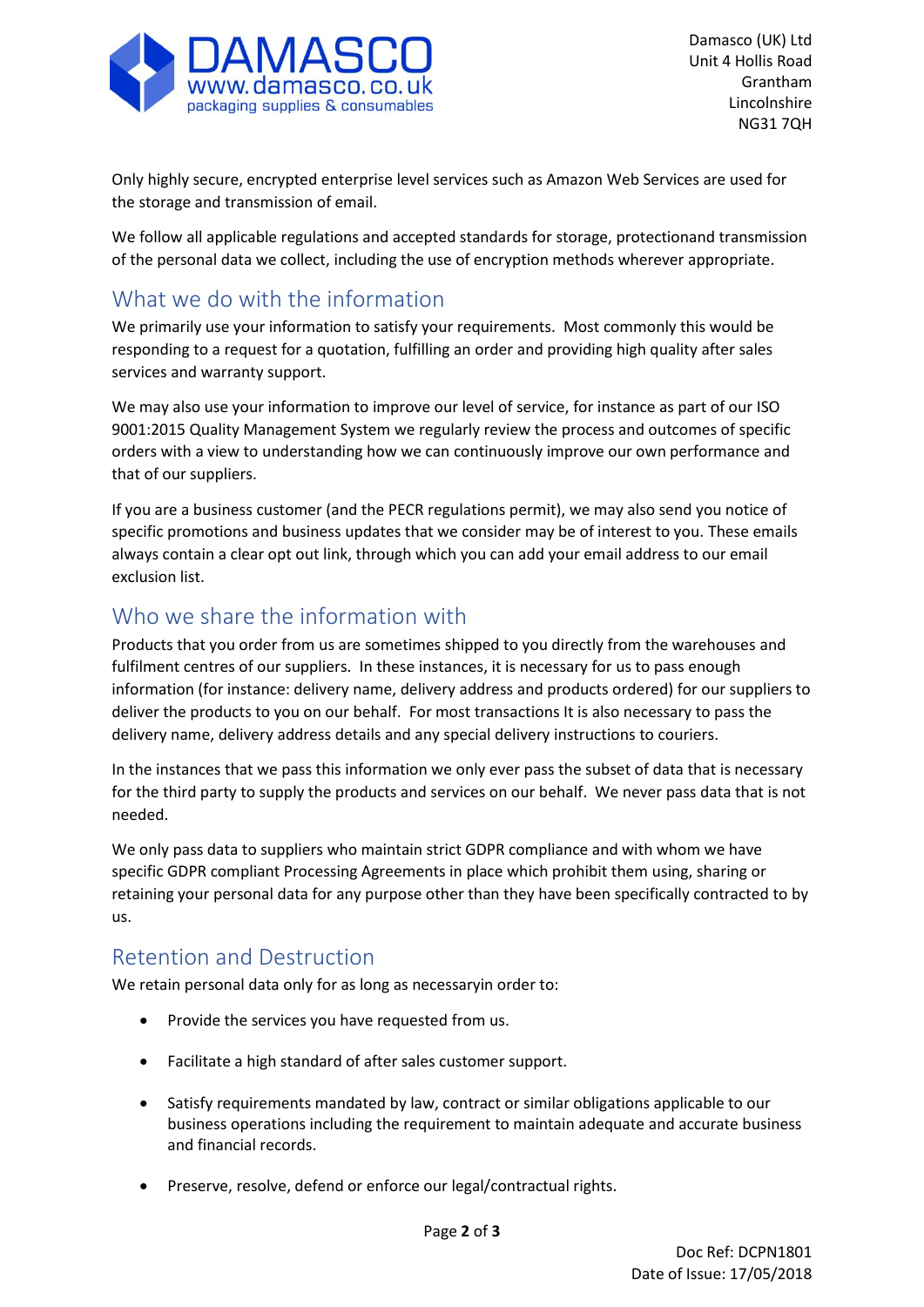Only highly secure, encrypted enterprise level services such as Amazon Web Services are used for the storage and transmission of email.

We follow all applicable regulations and accepted standards for storage, protectionand transmission of the personal data we collect, including the use of encryption methods wherever appropriate.

## What we do with the information

We primarily use your information to satisfy your requirements. Most commonly this would be responding to a request for a quotation, fulfilling an order and providing high quality after sales services and warranty support.

We may also use your information to improve our level of service, for instance as part of our ISO 9001:2015 Quality Management System we regularly review the process and outcomes of specific orders with a view to understanding how we can continuously improve our own performance and that of our suppliers.

If you are a business customer (and the PECR regulations permit), we may also send you notice of specific promotions and business updates that we consider may be of interest to you. These emails always contain a clear opt out link, through which you can add your email address to our email exclusion list.

## Who we share the information with

Products that you order from us are sometimes shipped to you directly from the warehouses and fulfilment centres of our suppliers. In these instances, it is necessary for us to pass enough information (for instance: delivery name, delivery address and products ordered) for our suppliers to deliver the products to you on our behalf. For most transactions It is also necessary to pass the delivery name, delivery address details and any special delivery instructions to couriers.

In the instances that we pass this information we only ever pass the subset of data that is necessary for the third party to supply the products and services on our behalf. We never pass data that is not needed.

We only pass data to suppliers who maintain strict GDPR compliance and with whom we have specific GDPR compliant Processing Agreements in place which prohibit them using, sharing or retaining your personal data for any purpose other than they have been specifically contracted to by us.

## Retention and Destruction

We retain personal data only for as long as necessaryin order to:

- Provide the services you have requested from us.
- Facilitate a high standard of after sales customer support.
- Satisfy requirements mandated by law, contract or similar obligations applicable to our business operations including the requirement to maintain adequate and accurate business and financial records.
- Preserve, resolve, defend or enforce our legal/contractual rights.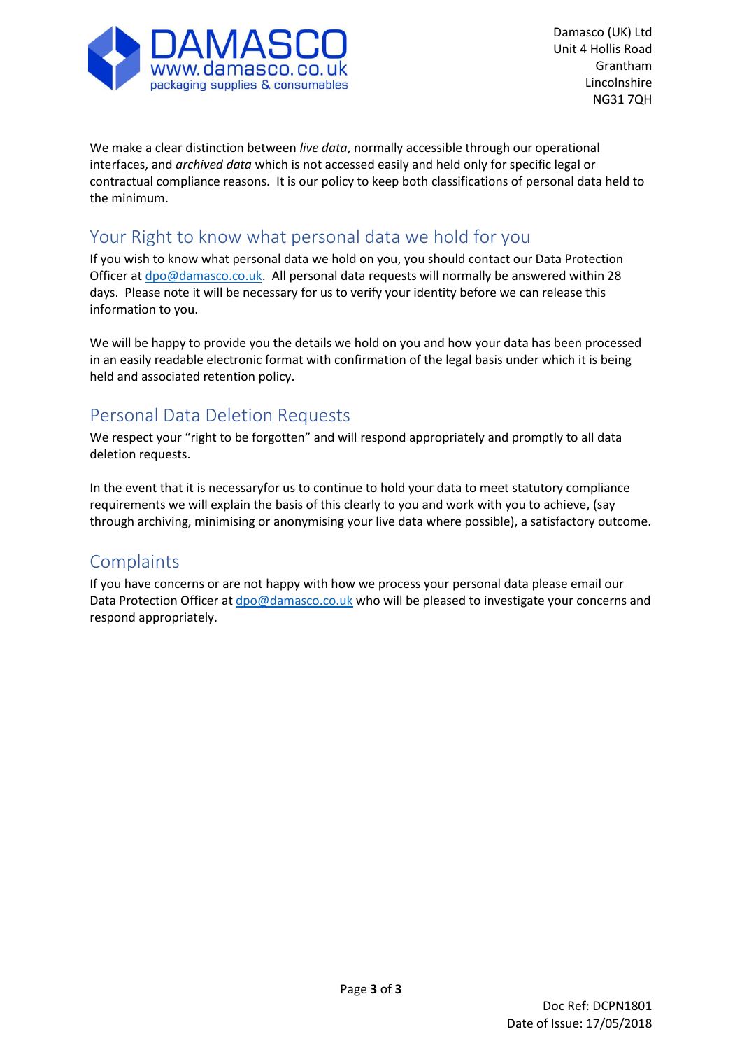We make a clear distinction between *live data*, normally accessible through our operational interfaces, and *archived data* which is not accessed easily and held only for specific legal or contractual compliance reasons. It is our policy to keep both classifications of personal data held to the minimum.

## Your Right to know what personal data we hold for you

If you wish to know what personal data we hold on you, you should contact our Data Protection Officer at dpo@damasco.co.uk. All personal data requests will normally be answered within 28 days. Please note it will be necessary for us to verify your identity before we can release this information to you.

We will be happy to provide you the details we hold on you and how your data has been processed in an easily readable electronic format with confirmation of the legal basis under which it is being held and associated retention policy.

## Personal Data Deletion Requests

We respect your "right to be forgotten" and will respond appropriately and promptly to all data deletion requests.

In the event that it is necessaryfor us to continue to hold your data to meet statutory compliance requirements we will explain the basis of this clearly to you and work with you to achieve, (say through archiving, minimising or anonymising your live data where possible), a satisfactory outcome.

## Complaints

If you have concerns or are not happy with how we process your personal data please email our Data Protection Officer at dpo@damasco.co.uk who will be pleased to investigate your concerns and respond appropriately.

Doc Ref: DCPN1801
Date of Issue: 17/05/2018